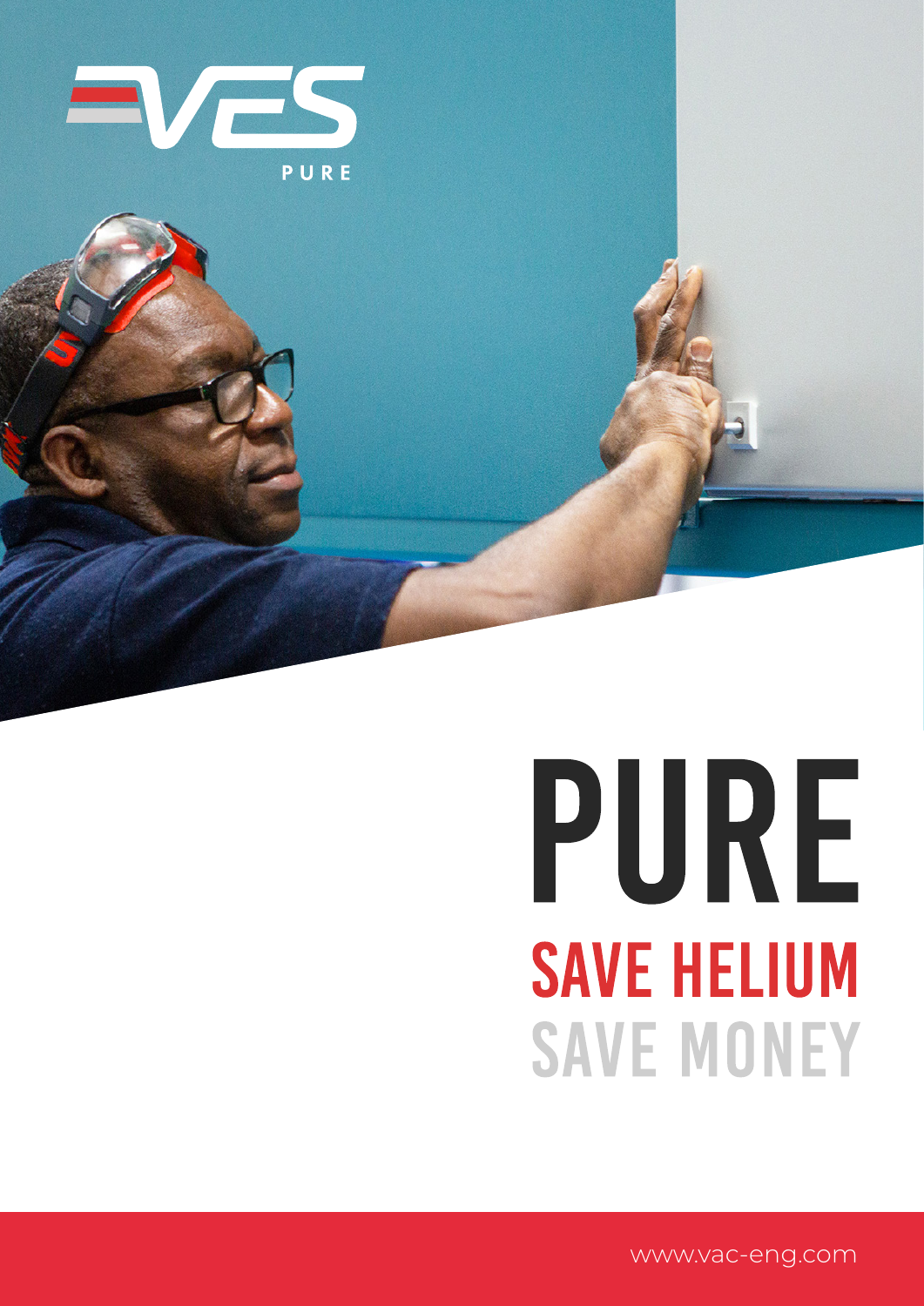VES PURE

# PURE

## SAVE HELIUM

## SAVE MONEY

www.vac-eng.com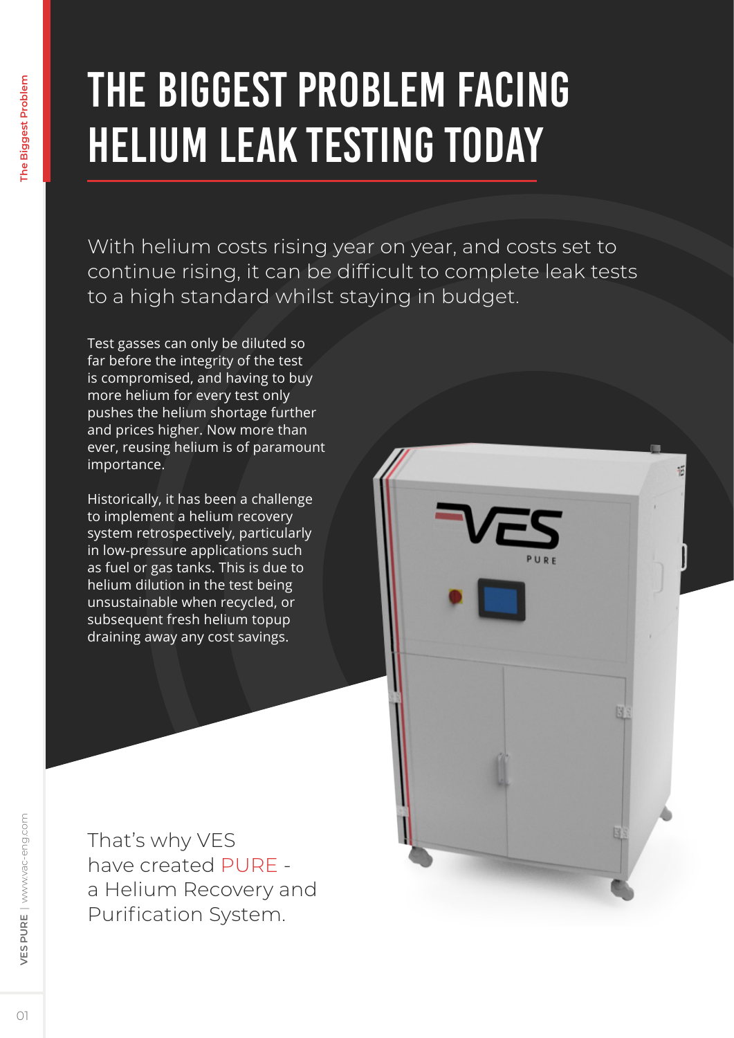# THE BIGGEST PROBLEM FACING HELIUM LEAK TESTING TODAY

With helium costs rising year on year, and costs set to continue rising, it can be difficult to complete leak tests to a high standard whilst staying in budget.

Test gasses can only be diluted so far before the integrity of the test is compromised, and having to buy more helium for every test only pushes the helium shortage further and prices higher. Now more than ever, reusing helium is of paramount importance.

Historically, it has been a challenge to implement a helium recovery system retrospectively, particularly in low-pressure applications such as fuel or gas tanks. This is due to helium dilution in the test being unsustainable when recycled, or subsequent fresh helium topup draining away any cost savings.

That's why VES have created PURE - a Helium Recovery and Purification System.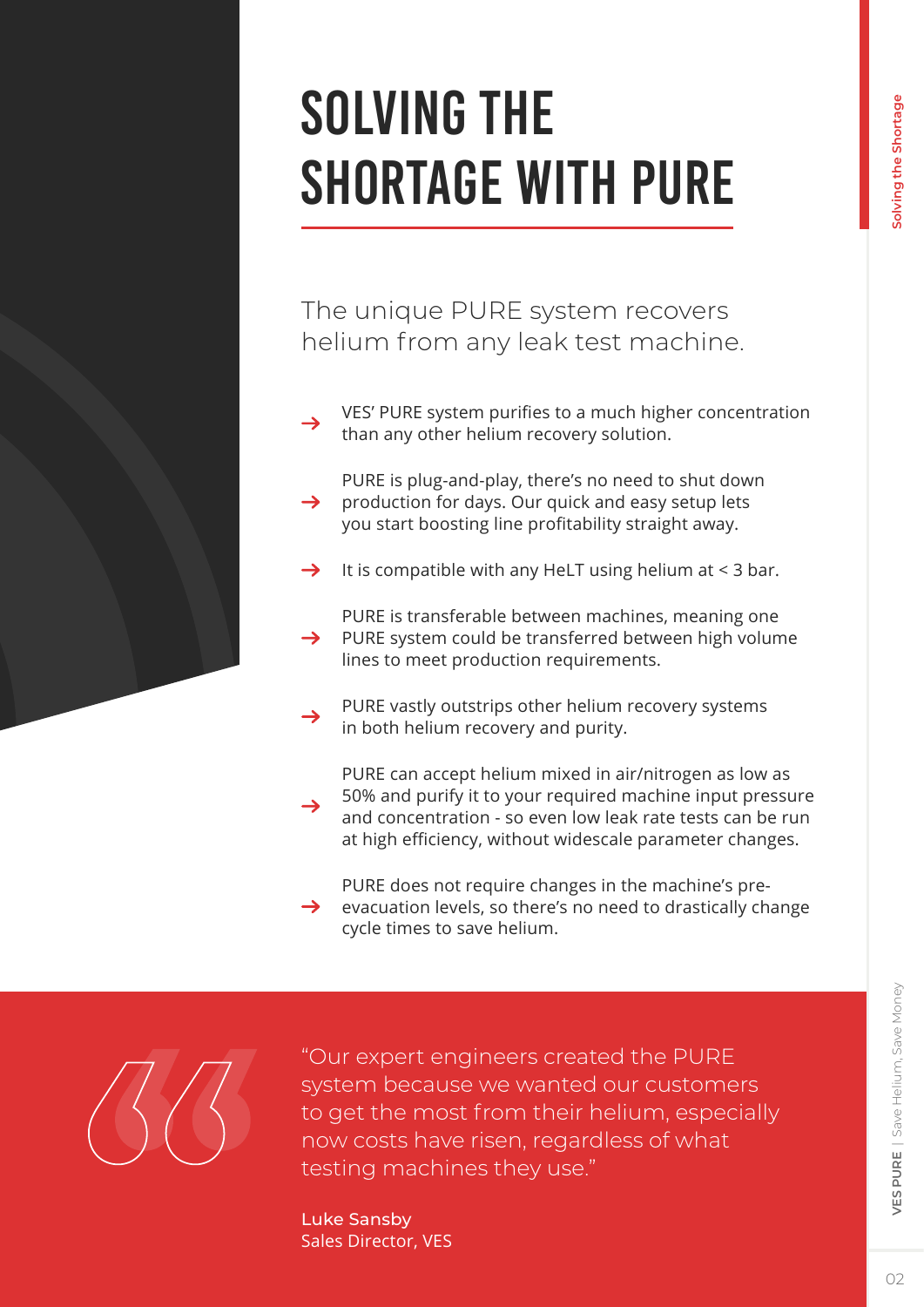# SOLVING THE SHORTAGE WITH PURE

The unique PURE system recovers helium from any leak test machine.

- VES' PURE system purifies to a much higher concentration than any other helium recovery solution.
- PURE is plug-and-play, there's no need to shut down production for days. Our quick and easy setup lets you start boosting line profitability straight away.
- It is compatible with any HeLT using helium at < 3 bar.
- PURE is transferable between machines, meaning one PURE system could be transferred between high volume lines to meet production requirements.
- PURE vastly outstrips other helium recovery systems in both helium recovery and purity.
- PURE can accept helium mixed in air/nitrogen as low as 50% and purify it to your required machine input pressure and concentration - so even low leak rate tests can be run at high efficiency, without widescale parameter changes.
- PURE does not require changes in the machine's pre-evacuation levels, so there's no need to drastically change cycle times to save helium.

> "Our expert engineers created the PURE system because we wanted our customers to get the most from their helium, especially now costs have risen, regardless of what testing machines they use."
>
> Luke Sansby
> Sales Director, VES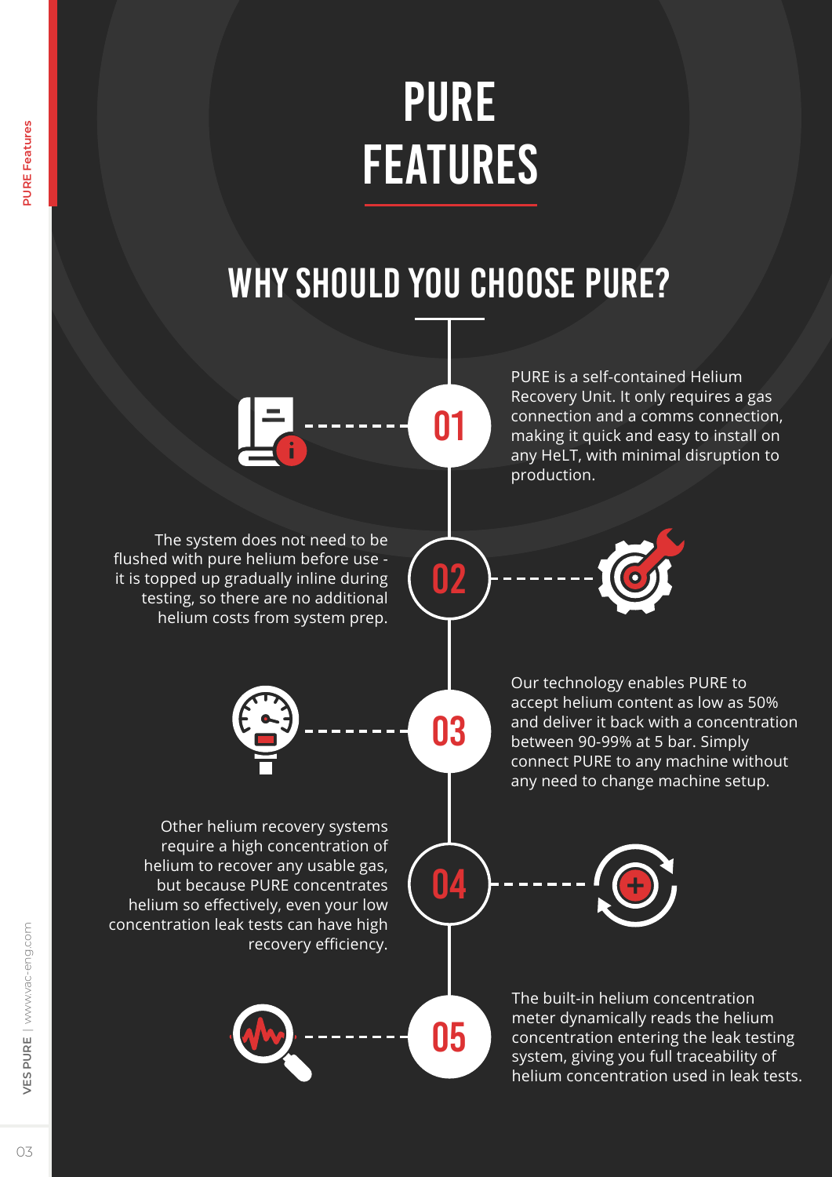# PURE FEATURES

## WHY SHOULD YOU CHOOSE PURE?

**01**

PURE is a self-contained Helium Recovery Unit. It only requires a gas connection and a comms connection, making it quick and easy to install on any HeLT, with minimal disruption to production.

**02**

The system does not need to be flushed with pure helium before use - it is topped up gradually inline during testing, so there are no additional helium costs from system prep.

**03**

Our technology enables PURE to accept helium content as low as 50% and deliver it back with a concentration between 90-99% at 5 bar. Simply connect PURE to any machine without any need to change machine setup.

**04**

Other helium recovery systems require a high concentration of helium to recover any usable gas, but because PURE concentrates helium so effectively, even your low concentration leak tests can have high recovery efficiency.

**05**

The built-in helium concentration meter dynamically reads the helium concentration entering the leak testing system, giving you full traceability of helium concentration used in leak tests.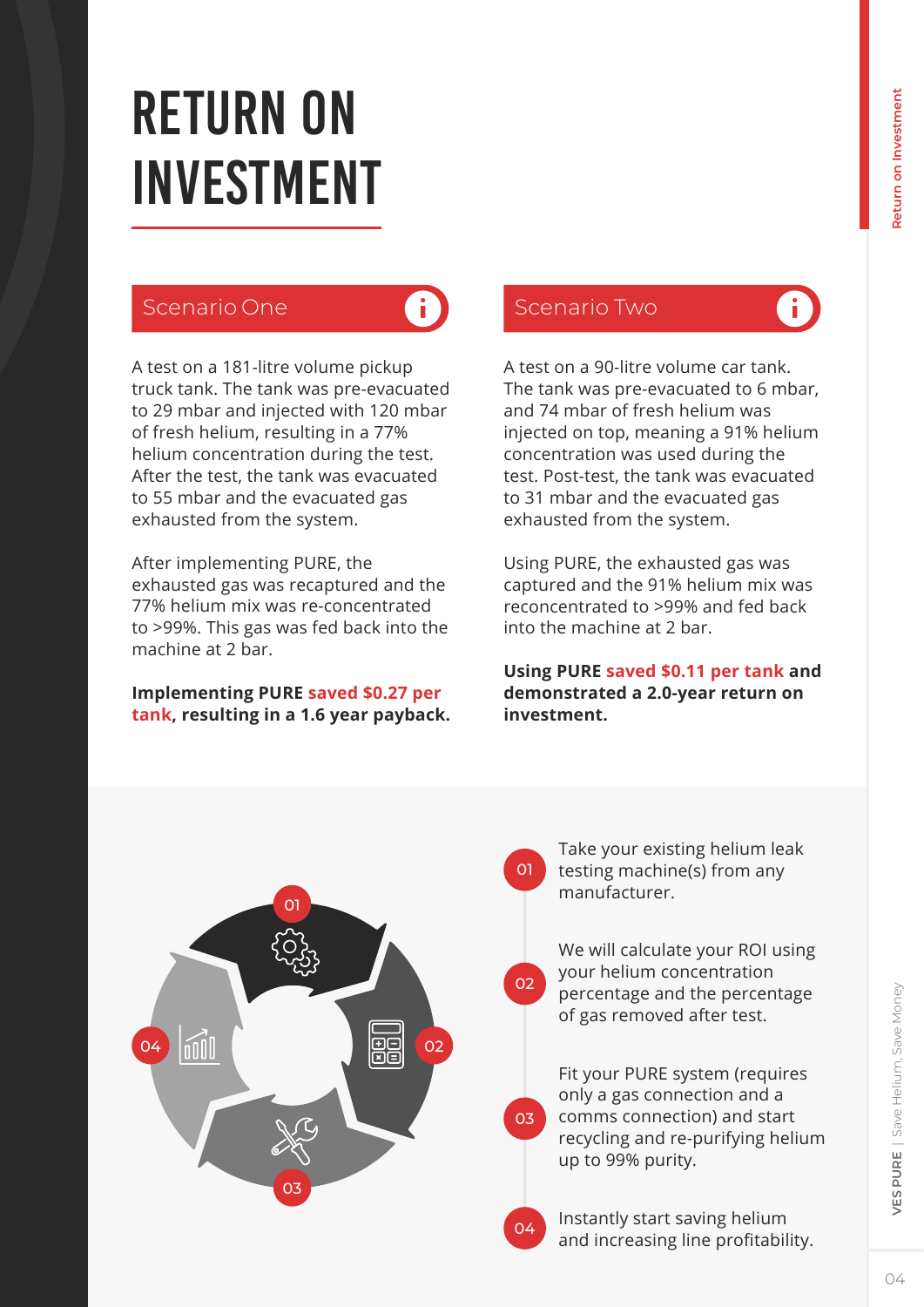# RETURN ON INVESTMENT

## Scenario One

A test on a 181-litre volume pickup truck tank. The tank was pre-evacuated to 29 mbar and injected with 120 mbar of fresh helium, resulting in a 77% helium concentration during the test. After the test, the tank was evacuated to 55 mbar and the evacuated gas exhausted from the system.

After implementing PURE, the exhausted gas was recaptured and the 77% helium mix was re-concentrated to >99%. This gas was fed back into the machine at 2 bar.

**Implementing PURE saved $0.27 per tank, resulting in a 1.6 year payback.**

## Scenario Two

A test on a 90-litre volume car tank. The tank was pre-evacuated to 6 mbar, and 74 mbar of fresh helium was injected on top, meaning a 91% helium concentration was used during the test. Post-test, the tank was evacuated to 31 mbar and the evacuated gas exhausted from the system.

Using PURE, the exhausted gas was captured and the 91% helium mix was reconcentrated to >99% and fed back into the machine at 2 bar.

**Using PURE saved $0.11 per tank and demonstrated a 2.0-year return on investment.**

01. Take your existing helium leak testing machine(s) from any manufacturer.

02. We will calculate your ROI using your helium concentration percentage and the percentage of gas removed after test.

03. Fit your PURE system (requires only a gas connection and a comms connection) and start recycling and re-purifying helium up to 99% purity.

04. Instantly start saving helium and increasing line profitability.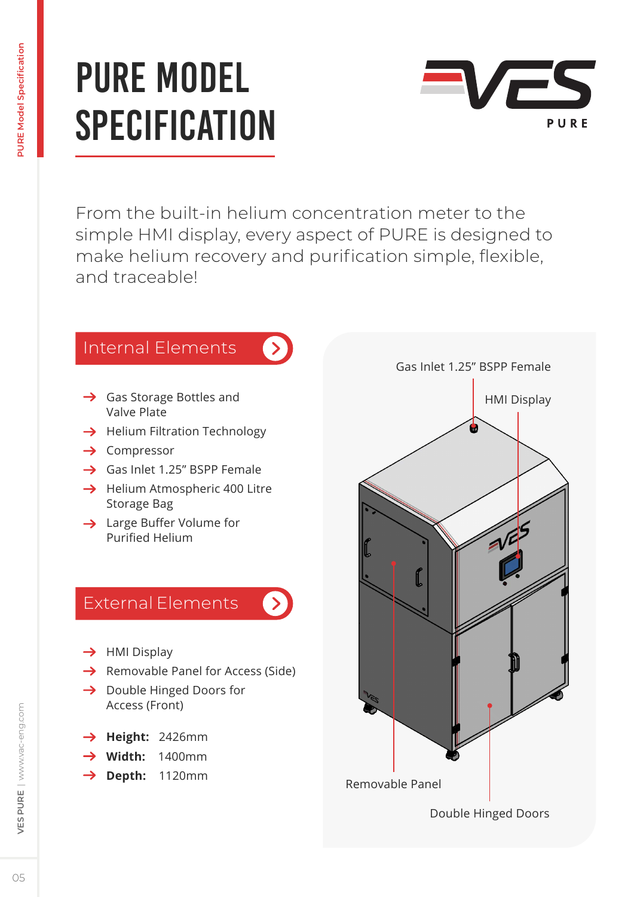# PURE MODEL SPECIFICATION

VES PURE

From the built-in helium concentration meter to the simple HMI display, every aspect of PURE is designed to make helium recovery and purification simple, flexible, and traceable!

## Internal Elements

- Gas Storage Bottles and Valve Plate
- Helium Filtration Technology
- Compressor
- Gas Inlet 1.25" BSPP Female
- Helium Atmospheric 400 Litre Storage Bag
- Large Buffer Volume for Purified Helium

## External Elements

- HMI Display
- Removable Panel for Access (Side)
- Double Hinged Doors for Access (Front)

- **Height:** 2426mm
- **Width:** 1400mm
- **Depth:** 1120mm

Gas Inlet 1.25" BSPP Female

HMI Display

Removable Panel

Double Hinged Doors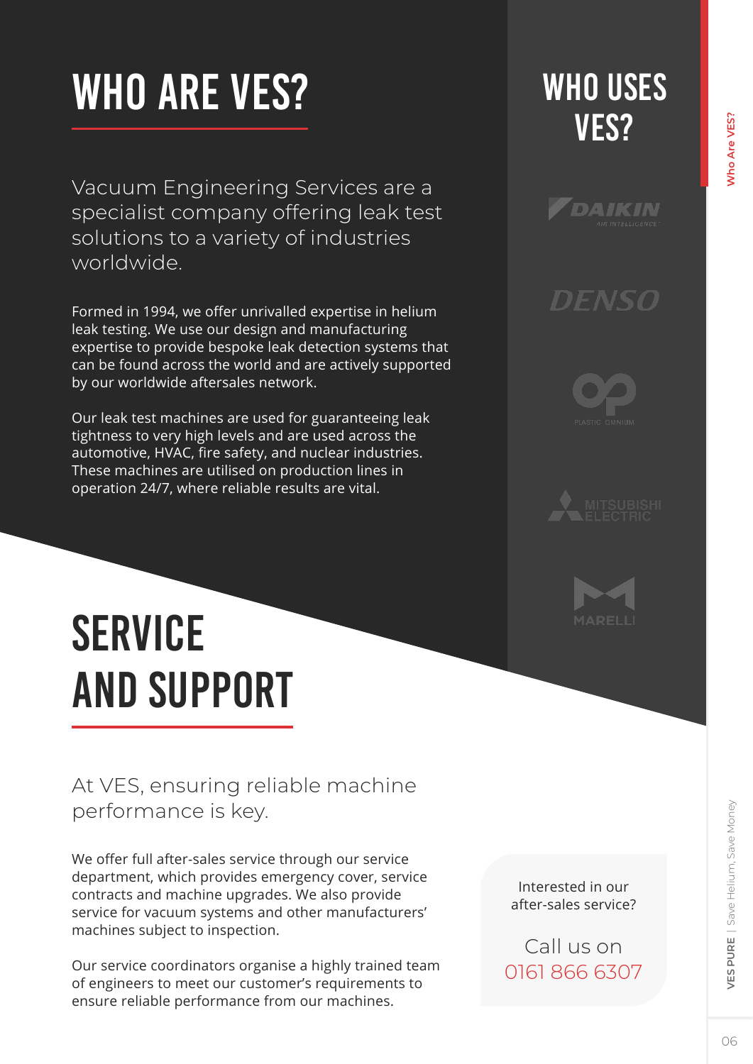# WHO ARE VES?

Vacuum Engineering Services are a specialist company offering leak test solutions to a variety of industries worldwide.

Formed in 1994, we offer unrivalled expertise in helium leak testing. We use our design and manufacturing expertise to provide bespoke leak detection systems that can be found across the world and are actively supported by our worldwide aftersales network.

Our leak test machines are used for guaranteeing leak tightness to very high levels and are used across the automotive, HVAC, fire safety, and nuclear industries. These machines are utilised on production lines in operation 24/7, where reliable results are vital.

## WHO USES VES?

DAIKIN

DENSO

PLASTIC OMNIUM

MITSUBISHI ELECTRIC

MARELLI

# SERVICE AND SUPPORT

At VES, ensuring reliable machine performance is key.

We offer full after-sales service through our service department, which provides emergency cover, service contracts and machine upgrades. We also provide service for vacuum systems and other manufacturers' machines subject to inspection.

Our service coordinators organise a highly trained team of engineers to meet our customer's requirements to ensure reliable performance from our machines.

Interested in our after-sales service?

Call us on 0161 866 6307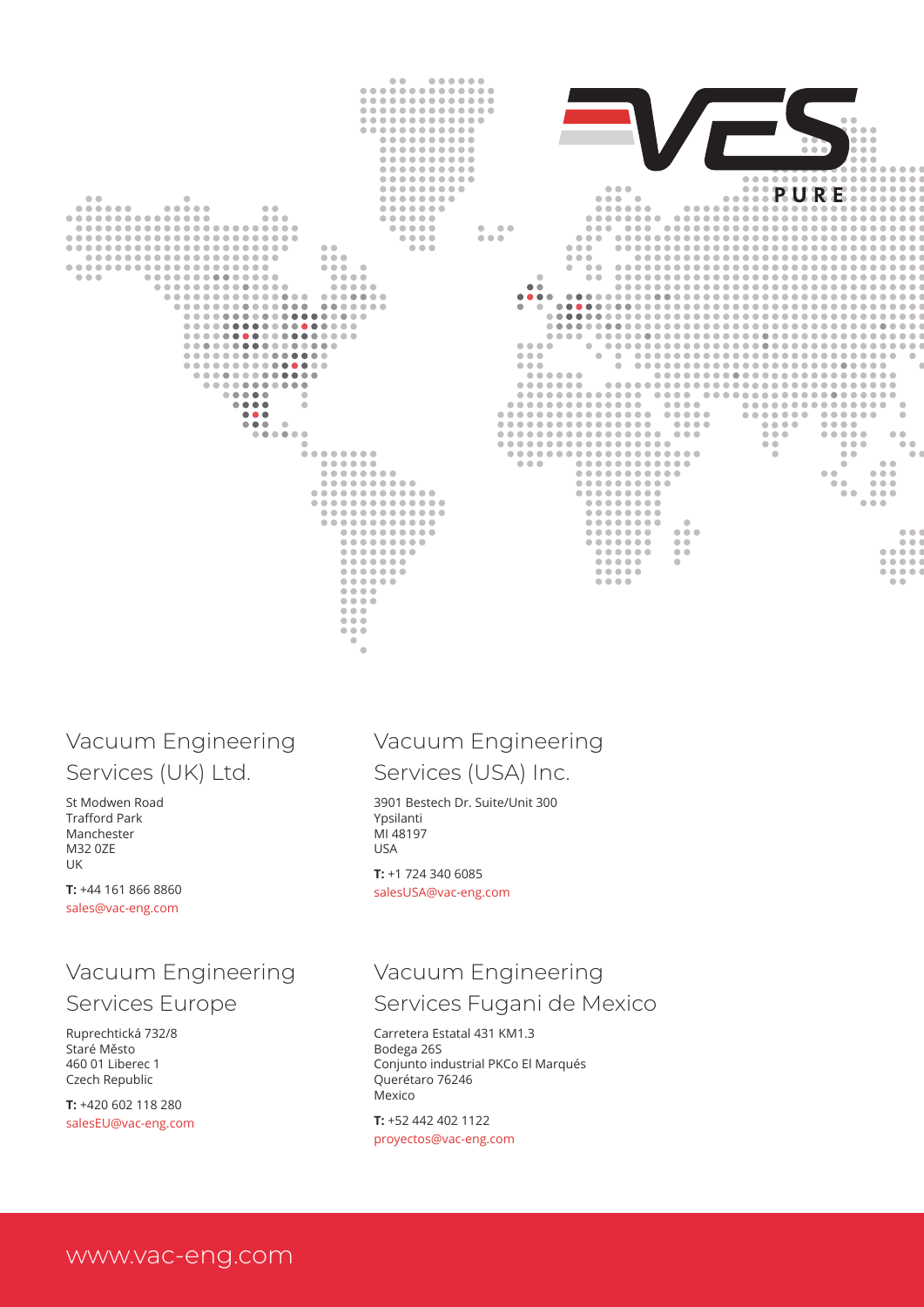VES

PURE

## Vacuum Engineering Services (UK) Ltd.

St Modwen Road
Trafford Park
Manchester
M32 0ZE
UK

**T:** +44 161 866 8860
sales@vac-eng.com

## Vacuum Engineering Services (USA) Inc.

3901 Bestech Dr. Suite/Unit 300
Ypsilanti
MI 48197
USA

**T:** +1 724 340 6085
salesUSA@vac-eng.com

## Vacuum Engineering Services Europe

Ruprechtická 732/8
Staré Město
460 01 Liberec 1
Czech Republic

**T:** +420 602 118 280
salesEU@vac-eng.com

## Vacuum Engineering Services Fugani de Mexico

Carretera Estatal 431 KM1.3
Bodega 26S
Conjunto industrial PKCo El Marqués
Querétaro 76246
Mexico

**T:** +52 442 402 1122
proyectos@vac-eng.com

www.vac-eng.com